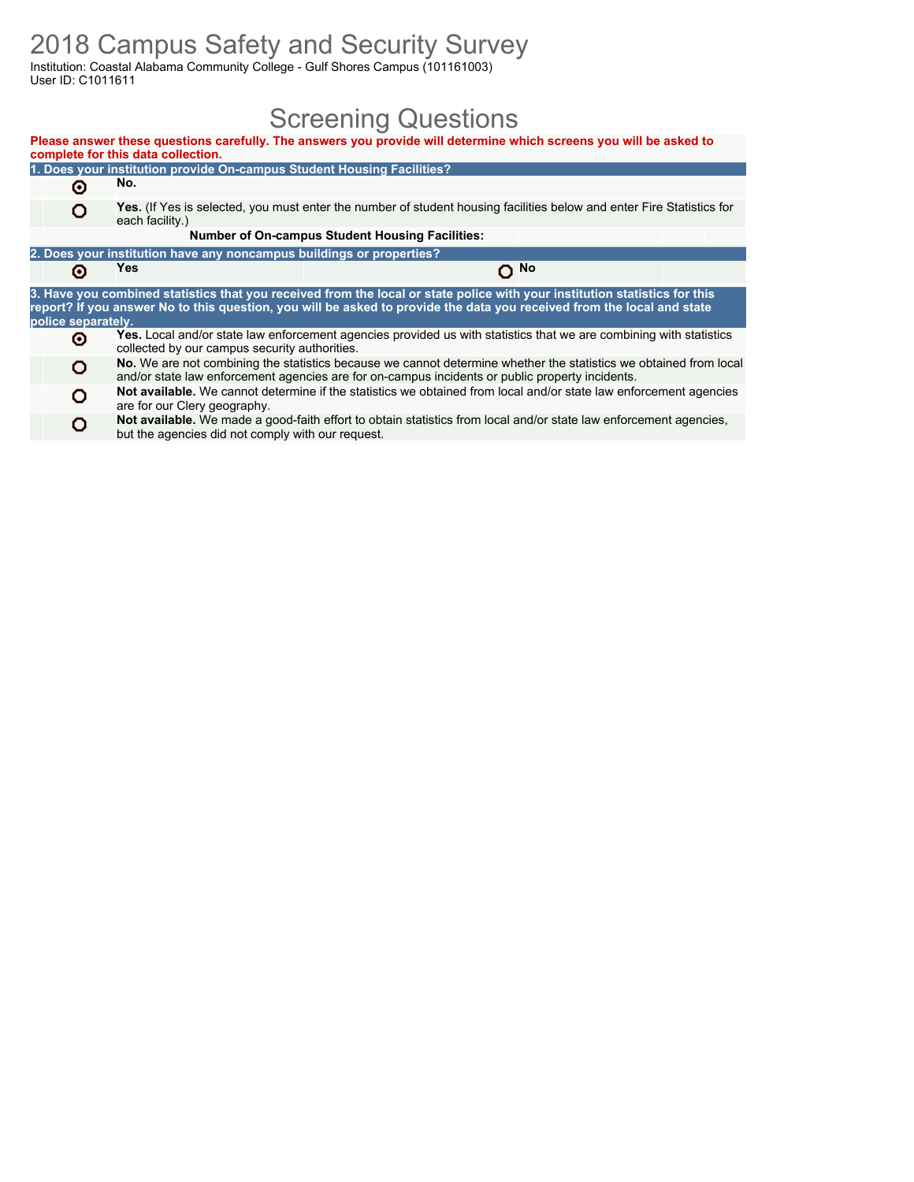# 2018 Campus Safety and Security Survey

Institution: Coastal Alabama Community College - Gulf Shores Campus (101161003)
User ID: C1011611

## Screening Questions

**Please answer these questions carefully. The answers you provide will determine which screens you will be asked to complete for this data collection.**

**1. Does your institution provide On-campus Student Housing Facilities?**

- (●) **No.**
- ( ) **Yes.** (If Yes is selected, you must enter the number of student housing facilities below and enter Fire Statistics for each facility.)

**Number of On-campus Student Housing Facilities:**

**2. Does your institution have any noncampus buildings or properties?**

- (●) **Yes**
- ( ) **No**

**3. Have you combined statistics that you received from the local or state police with your institution statistics for this report? If you answer No to this question, you will be asked to provide the data you received from the local and state police separately.**

- (●) **Yes.** Local and/or state law enforcement agencies provided us with statistics that we are combining with statistics collected by our campus security authorities.
- ( ) **No.** We are not combining the statistics because we cannot determine whether the statistics we obtained from local and/or state law enforcement agencies are for on-campus incidents or public property incidents.
- ( ) **Not available.** We cannot determine if the statistics we obtained from local and/or state law enforcement agencies are for our Clery geography.
- ( ) **Not available.** We made a good-faith effort to obtain statistics from local and/or state law enforcement agencies, but the agencies did not comply with our request.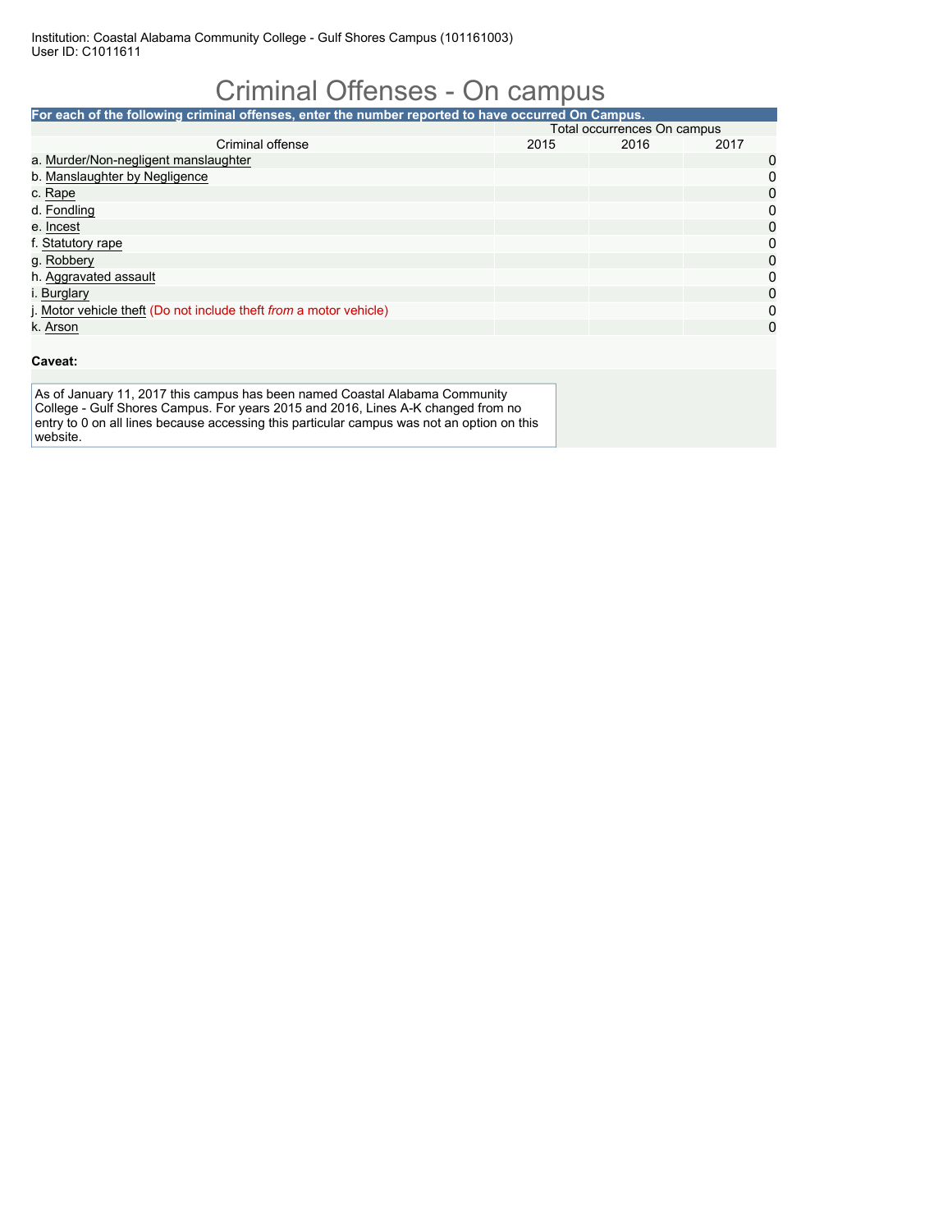Institution: Coastal Alabama Community College - Gulf Shores Campus (101161003)
User ID: C1011611

# Criminal Offenses - On campus

**For each of the following criminal offenses, enter the number reported to have occurred On Campus.**

| Criminal offense | Total occurrences On campus | | |
|---|---|---|---|
| | 2015 | 2016 | 2017 |
| a. Murder/Non-negligent manslaughter | | | 0 |
| b. Manslaughter by Negligence | | | 0 |
| c. Rape | | | 0 |
| d. Fondling | | | 0 |
| e. Incest | | | 0 |
| f. Statutory rape | | | 0 |
| g. Robbery | | | 0 |
| h. Aggravated assault | | | 0 |
| i. Burglary | | | 0 |
| j. Motor vehicle theft (Do not include theft *from* a motor vehicle) | | | 0 |
| k. Arson | | | 0 |

**Caveat:**

As of January 11, 2017 this campus has been named Coastal Alabama Community College - Gulf Shores Campus. For years 2015 and 2016, Lines A-K changed from no entry to 0 on all lines because accessing this particular campus was not an option on this website.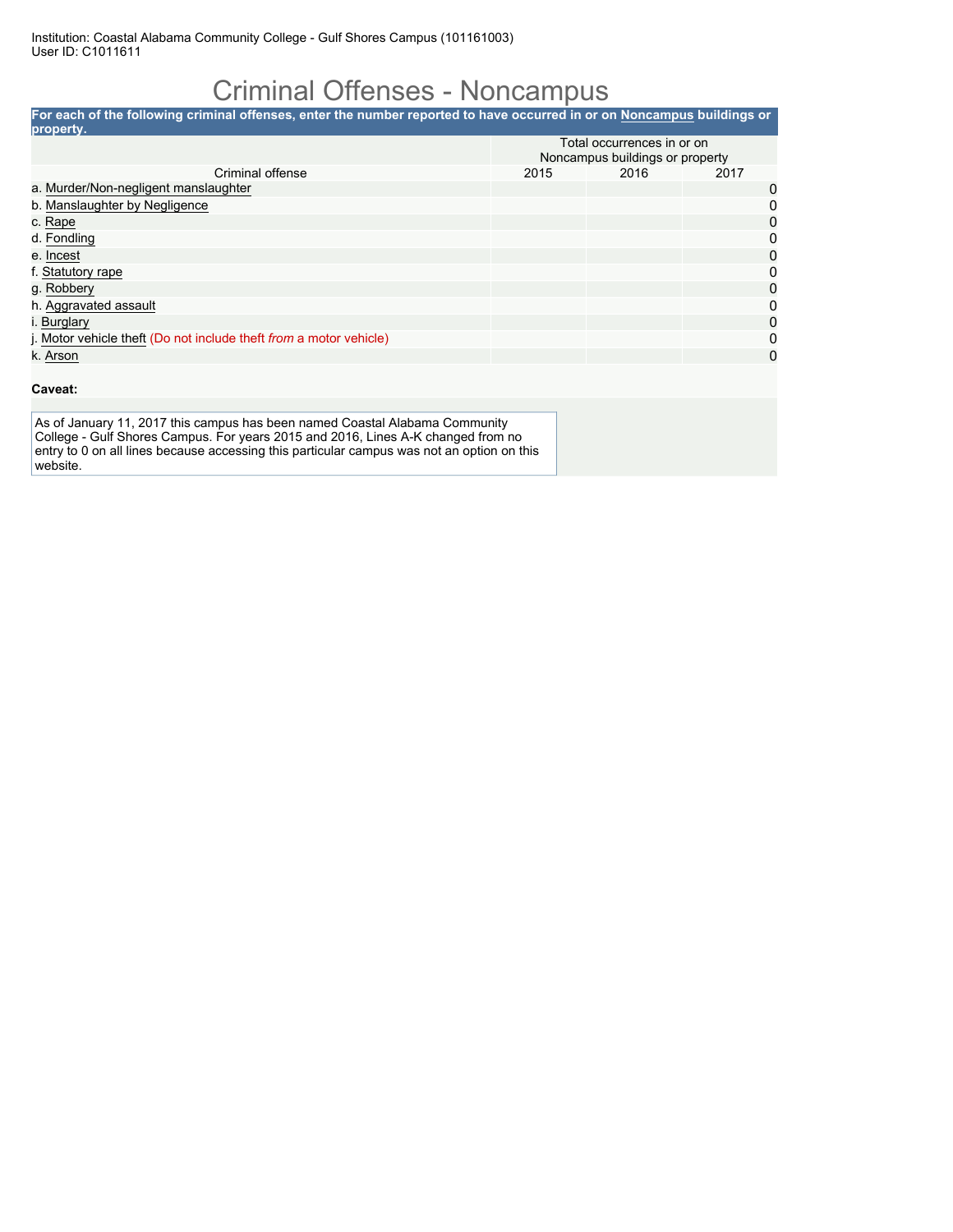Institution: Coastal Alabama Community College - Gulf Shores Campus (101161003)
User ID: C1011611

# Criminal Offenses - Noncampus

**For each of the following criminal offenses, enter the number reported to have occurred in or on Noncampus buildings or property.**

| Criminal offense | Total occurrences in or on Noncampus buildings or property | | |
|---|---|---|---|
| | 2015 | 2016 | 2017 |
| a. Murder/Non-negligent manslaughter | | | 0 |
| b. Manslaughter by Negligence | | | 0 |
| c. Rape | | | 0 |
| d. Fondling | | | 0 |
| e. Incest | | | 0 |
| f. Statutory rape | | | 0 |
| g. Robbery | | | 0 |
| h. Aggravated assault | | | 0 |
| i. Burglary | | | 0 |
| j. Motor vehicle theft (Do not include theft *from* a motor vehicle) | | | 0 |
| k. Arson | | | 0 |

**Caveat:**

As of January 11, 2017 this campus has been named Coastal Alabama Community College - Gulf Shores Campus. For years 2015 and 2016, Lines A-K changed from no entry to 0 on all lines because accessing this particular campus was not an option on this website.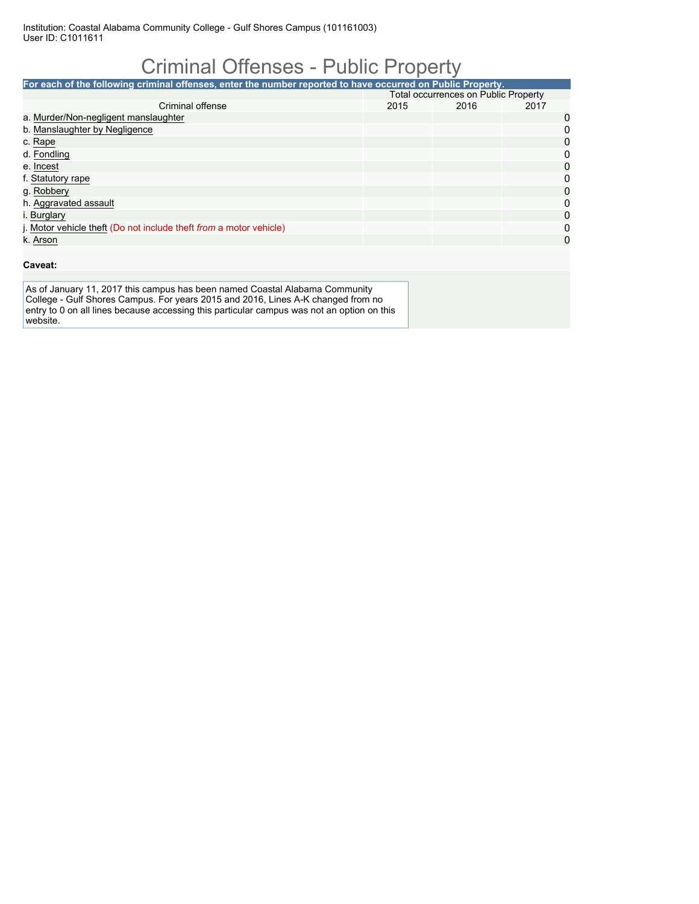Institution: Coastal Alabama Community College - Gulf Shores Campus (101161003)
User ID: C1011611

# Criminal Offenses - Public Property

**For each of the following criminal offenses, enter the number reported to have occurred on Public Property.**

| Criminal offense | Total occurrences on Public Property | | |
|---|---|---|---|
| | 2015 | 2016 | 2017 |
| a. Murder/Non-negligent manslaughter | | | 0 |
| b. Manslaughter by Negligence | | | 0 |
| c. Rape | | | 0 |
| d. Fondling | | | 0 |
| e. Incest | | | 0 |
| f. Statutory rape | | | 0 |
| g. Robbery | | | 0 |
| h. Aggravated assault | | | 0 |
| i. Burglary | | | 0 |
| j. Motor vehicle theft (Do not include theft *from* a motor vehicle) | | | 0 |
| k. Arson | | | 0 |

**Caveat:**

As of January 11, 2017 this campus has been named Coastal Alabama Community College - Gulf Shores Campus. For years 2015 and 2016, Lines A-K changed from no entry to 0 on all lines because accessing this particular campus was not an option on this website.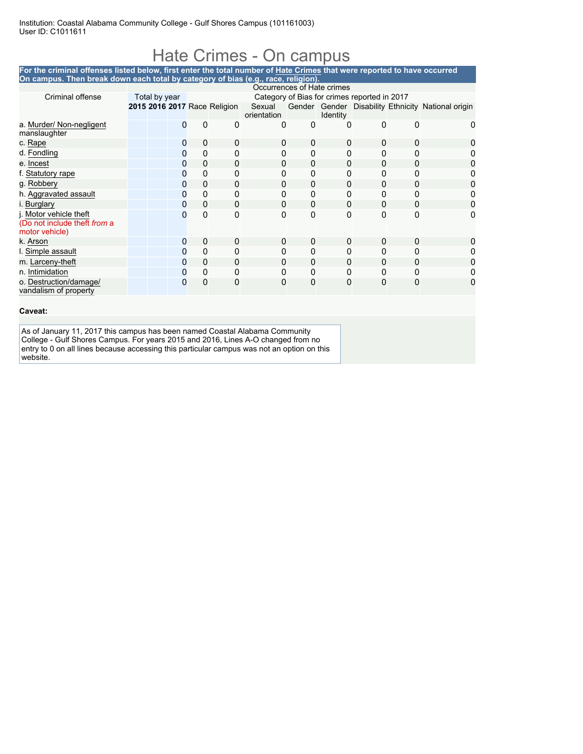Institution: Coastal Alabama Community College - Gulf Shores Campus (101161003)
User ID: C1011611

# Hate Crimes - On campus

**For the criminal offenses listed below, first enter the total number of Hate Crimes that were reported to have occurred On campus. Then break down each total by category of bias (e.g., race, religion).**

| Criminal offense | Total by year | | | Category of Bias for crimes reported in 2017 | | | | | | | |
|---|---|---|---|---|---|---|---|---|---|---|---|
| | 2015 | 2016 | 2017 | Race | Religion | Sexual orientation | Gender | Gender Identity | Disability | Ethnicity | National origin |
| a. Murder/ Non-negligent manslaughter | | | 0 | 0 | 0 | 0 | 0 | 0 | 0 | 0 | 0 |
| c. Rape | | | 0 | 0 | 0 | 0 | 0 | 0 | 0 | 0 | 0 |
| d. Fondling | | | 0 | 0 | 0 | 0 | 0 | 0 | 0 | 0 | 0 |
| e. Incest | | | 0 | 0 | 0 | 0 | 0 | 0 | 0 | 0 | 0 |
| f. Statutory rape | | | 0 | 0 | 0 | 0 | 0 | 0 | 0 | 0 | 0 |
| g. Robbery | | | 0 | 0 | 0 | 0 | 0 | 0 | 0 | 0 | 0 |
| h. Aggravated assault | | | 0 | 0 | 0 | 0 | 0 | 0 | 0 | 0 | 0 |
| i. Burglary | | | 0 | 0 | 0 | 0 | 0 | 0 | 0 | 0 | 0 |
| j. Motor vehicle theft (Do not include theft *from* a motor vehicle) | | | 0 | 0 | 0 | 0 | 0 | 0 | 0 | 0 | 0 |
| k. Arson | | | 0 | 0 | 0 | 0 | 0 | 0 | 0 | 0 | 0 |
| l. Simple assault | | | 0 | 0 | 0 | 0 | 0 | 0 | 0 | 0 | 0 |
| m. Larceny-theft | | | 0 | 0 | 0 | 0 | 0 | 0 | 0 | 0 | 0 |
| n. Intimidation | | | 0 | 0 | 0 | 0 | 0 | 0 | 0 | 0 | 0 |
| o. Destruction/damage/ vandalism of property | | | 0 | 0 | 0 | 0 | 0 | 0 | 0 | 0 | 0 |

**Caveat:**

As of January 11, 2017 this campus has been named Coastal Alabama Community College - Gulf Shores Campus. For years 2015 and 2016, Lines A-O changed from no entry to 0 on all lines because accessing this particular campus was not an option on this website.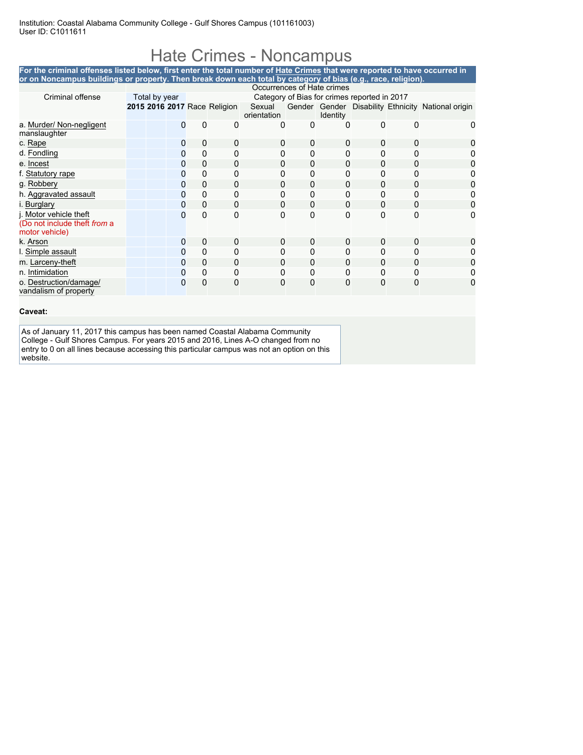Institution: Coastal Alabama Community College - Gulf Shores Campus (101161003)
User ID: C1011611

# Hate Crimes - Noncampus

**For the criminal offenses listed below, first enter the total number of Hate Crimes that were reported to have occurred in or on Noncampus buildings or property. Then break down each total by category of bias (e.g., race, religion).**

| Criminal offense | Total by year | | | Category of Bias for crimes reported in 2017 | | | | | | | |
|---|---|---|---|---|---|---|---|---|---|---|---|
| | 2015 | 2016 | 2017 | Race | Religion | Sexual orientation | Gender | Gender Identity | Disability | Ethnicity | National origin |
| a. Murder/ Non-negligent manslaughter | | | 0 | 0 | 0 | 0 | 0 | 0 | 0 | 0 | 0 |
| c. Rape | | | 0 | 0 | 0 | 0 | 0 | 0 | 0 | 0 | 0 |
| d. Fondling | | | 0 | 0 | 0 | 0 | 0 | 0 | 0 | 0 | 0 |
| e. Incest | | | 0 | 0 | 0 | 0 | 0 | 0 | 0 | 0 | 0 |
| f. Statutory rape | | | 0 | 0 | 0 | 0 | 0 | 0 | 0 | 0 | 0 |
| g. Robbery | | | 0 | 0 | 0 | 0 | 0 | 0 | 0 | 0 | 0 |
| h. Aggravated assault | | | 0 | 0 | 0 | 0 | 0 | 0 | 0 | 0 | 0 |
| i. Burglary | | | 0 | 0 | 0 | 0 | 0 | 0 | 0 | 0 | 0 |
| j. Motor vehicle theft (Do not include theft *from* a motor vehicle) | | | 0 | 0 | 0 | 0 | 0 | 0 | 0 | 0 | 0 |
| k. Arson | | | 0 | 0 | 0 | 0 | 0 | 0 | 0 | 0 | 0 |
| l. Simple assault | | | 0 | 0 | 0 | 0 | 0 | 0 | 0 | 0 | 0 |
| m. Larceny-theft | | | 0 | 0 | 0 | 0 | 0 | 0 | 0 | 0 | 0 |
| n. Intimidation | | | 0 | 0 | 0 | 0 | 0 | 0 | 0 | 0 | 0 |
| o. Destruction/damage/ vandalism of property | | | 0 | 0 | 0 | 0 | 0 | 0 | 0 | 0 | 0 |

**Caveat:**

As of January 11, 2017 this campus has been named Coastal Alabama Community College - Gulf Shores Campus. For years 2015 and 2016, Lines A-O changed from no entry to 0 on all lines because accessing this particular campus was not an option on this website.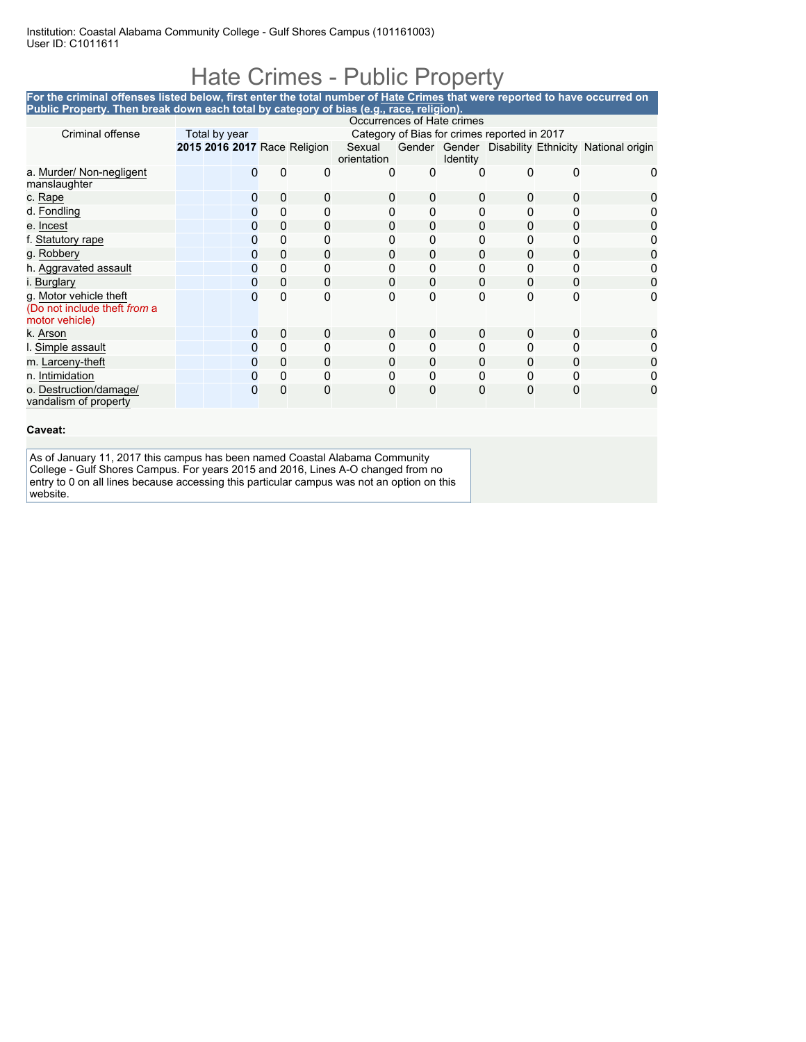Institution: Coastal Alabama Community College - Gulf Shores Campus (101161003)
User ID: C1011611

# Hate Crimes - Public Property

**For the criminal offenses listed below, first enter the total number of Hate Crimes that were reported to have occurred on Public Property. Then break down each total by category of bias (e.g., race, religion).**

| Criminal offense | Occurrences of Hate crimes | | | | | | | | | | |
|---|---|---|---|---|---|---|---|---|---|---|---|
| | Total by year | | | Category of Bias for crimes reported in 2017 | | | | | | | |
| | 2015 | 2016 | 2017 | Race | Religion | Sexual orientation | Gender | Gender Identity | Disability | Ethnicity | National origin |
| a. Murder/ Non-negligent manslaughter | | | 0 | 0 | 0 | 0 | 0 | 0 | 0 | 0 | 0 |
| c. Rape | | | 0 | 0 | 0 | 0 | 0 | 0 | 0 | 0 | 0 |
| d. Fondling | | | 0 | 0 | 0 | 0 | 0 | 0 | 0 | 0 | 0 |
| e. Incest | | | 0 | 0 | 0 | 0 | 0 | 0 | 0 | 0 | 0 |
| f. Statutory rape | | | 0 | 0 | 0 | 0 | 0 | 0 | 0 | 0 | 0 |
| g. Robbery | | | 0 | 0 | 0 | 0 | 0 | 0 | 0 | 0 | 0 |
| h. Aggravated assault | | | 0 | 0 | 0 | 0 | 0 | 0 | 0 | 0 | 0 |
| i. Burglary | | | 0 | 0 | 0 | 0 | 0 | 0 | 0 | 0 | 0 |
| g. Motor vehicle theft (Do not include theft *from* a motor vehicle) | | | 0 | 0 | 0 | 0 | 0 | 0 | 0 | 0 | 0 |
| k. Arson | | | 0 | 0 | 0 | 0 | 0 | 0 | 0 | 0 | 0 |
| l. Simple assault | | | 0 | 0 | 0 | 0 | 0 | 0 | 0 | 0 | 0 |
| m. Larceny-theft | | | 0 | 0 | 0 | 0 | 0 | 0 | 0 | 0 | 0 |
| n. Intimidation | | | 0 | 0 | 0 | 0 | 0 | 0 | 0 | 0 | 0 |
| o. Destruction/damage/ vandalism of property | | | 0 | 0 | 0 | 0 | 0 | 0 | 0 | 0 | 0 |

**Caveat:**

As of January 11, 2017 this campus has been named Coastal Alabama Community College - Gulf Shores Campus. For years 2015 and 2016, Lines A-O changed from no entry to 0 on all lines because accessing this particular campus was not an option on this website.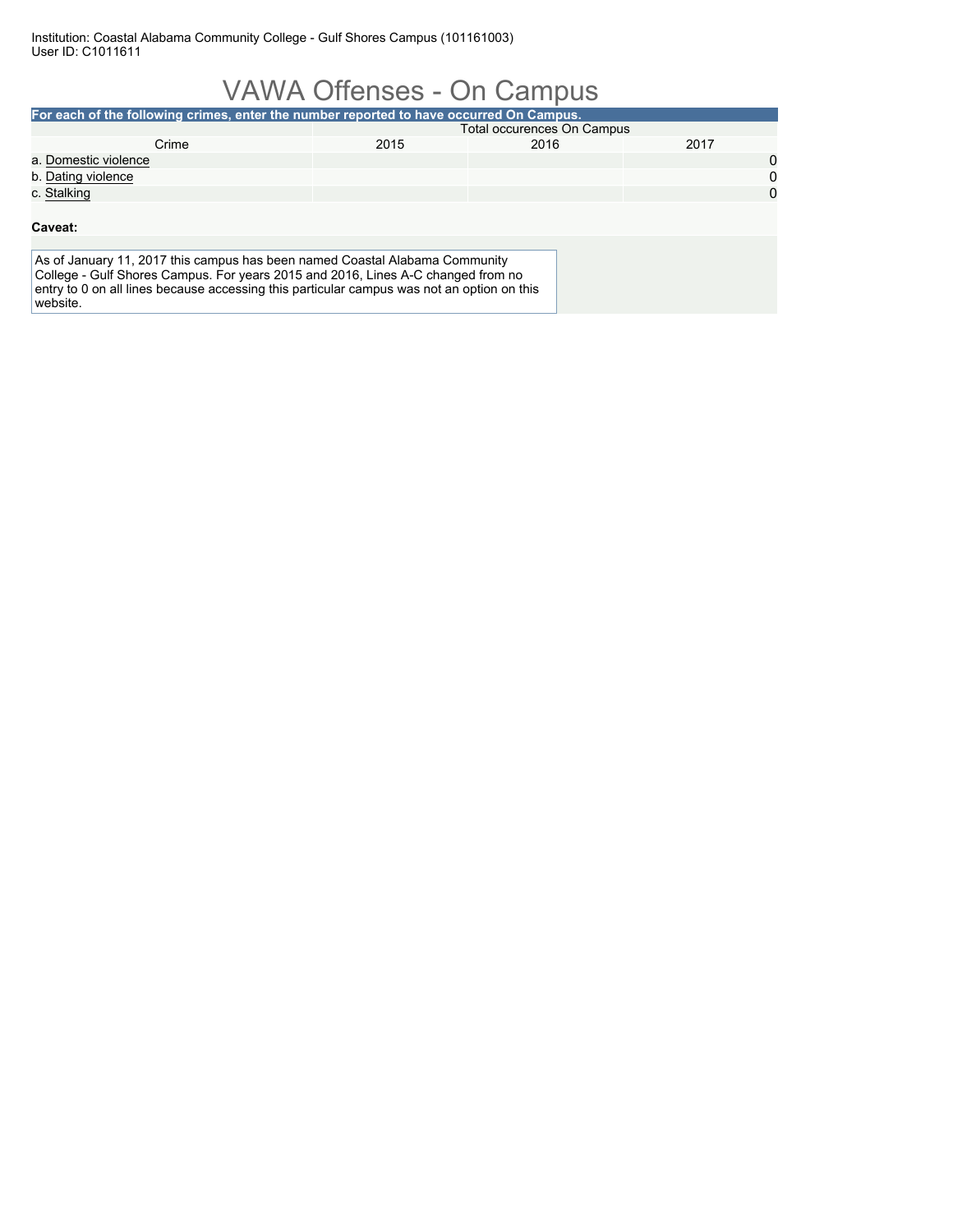Institution: Coastal Alabama Community College - Gulf Shores Campus (101161003)
User ID: C1011611

# VAWA Offenses - On Campus

**For each of the following crimes, enter the number reported to have occurred On Campus.**

| Crime | Total occurences On Campus | | |
|---|---|---|---|
| | 2015 | 2016 | 2017 |
| a. Domestic violence | | | 0 |
| b. Dating violence | | | 0 |
| c. Stalking | | | 0 |

**Caveat:**

As of January 11, 2017 this campus has been named Coastal Alabama Community College - Gulf Shores Campus. For years 2015 and 2016, Lines A-C changed from no entry to 0 on all lines because accessing this particular campus was not an option on this website.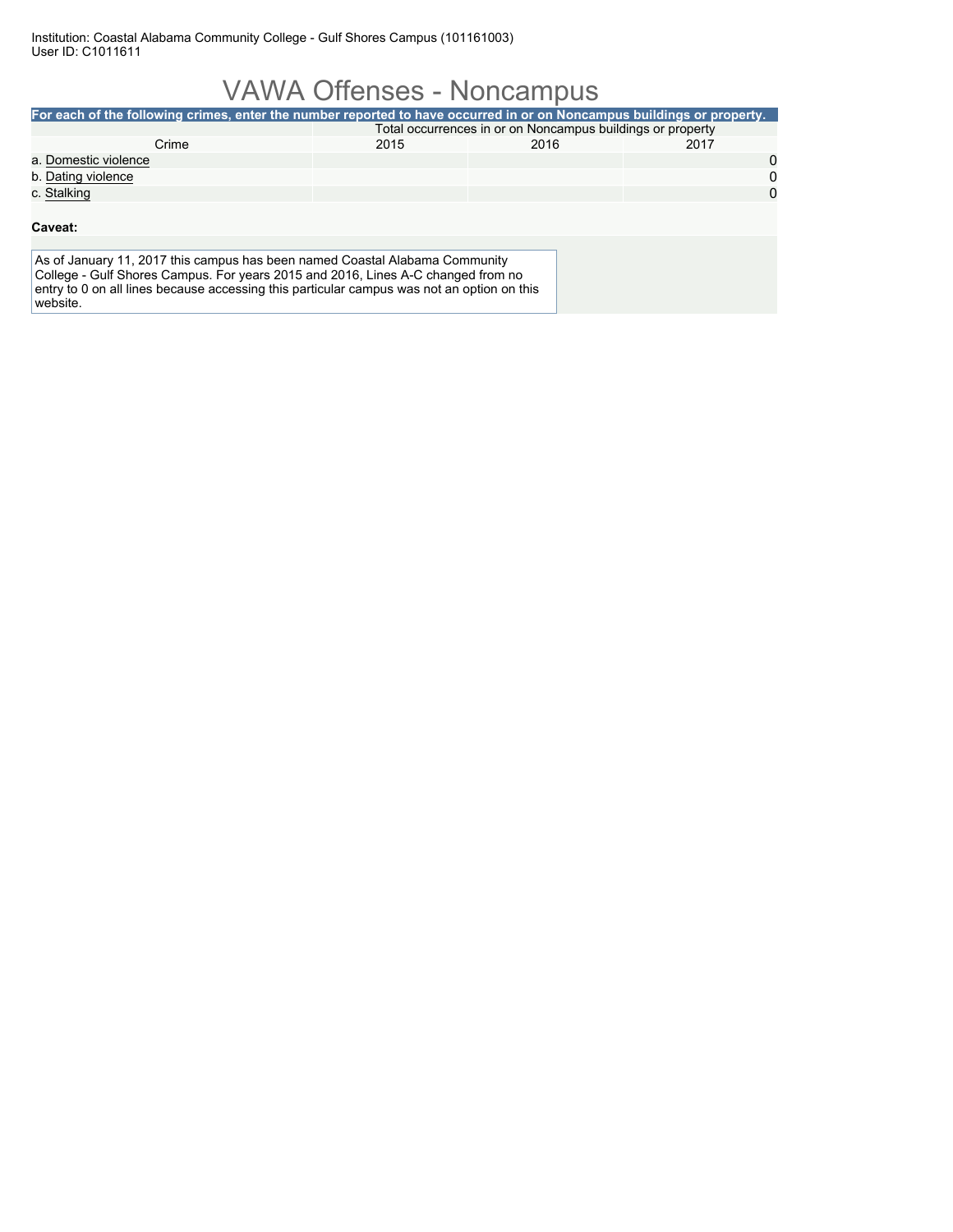Institution: Coastal Alabama Community College - Gulf Shores Campus (101161003)
User ID: C1011611

# VAWA Offenses - Noncampus

**For each of the following crimes, enter the number reported to have occurred in or on Noncampus buildings or property.**

| Crime | Total occurrences in or on Noncampus buildings or property | | |
|---|---|---|---|
| | 2015 | 2016 | 2017 |
| a. Domestic violence | | | 0 |
| b. Dating violence | | | 0 |
| c. Stalking | | | 0 |

**Caveat:**

As of January 11, 2017 this campus has been named Coastal Alabama Community College - Gulf Shores Campus. For years 2015 and 2016, Lines A-C changed from no entry to 0 on all lines because accessing this particular campus was not an option on this website.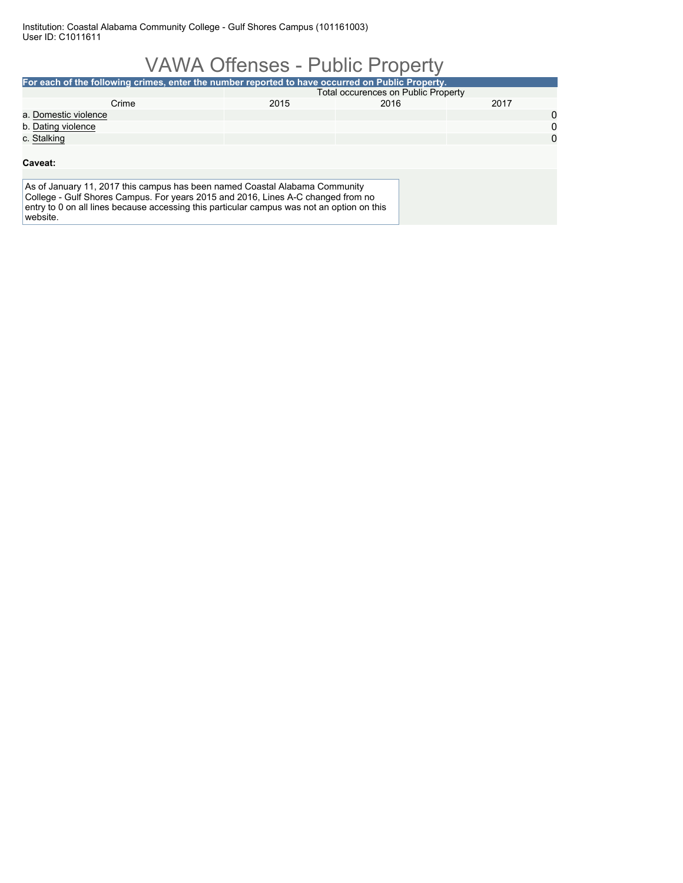Institution: Coastal Alabama Community College - Gulf Shores Campus (101161003)
User ID: C1011611

# VAWA Offenses - Public Property

**For each of the following crimes, enter the number reported to have occurred on Public Property.**

| Crime | Total occurences on Public Property | | |
|---|---|---|---|
| | 2015 | 2016 | 2017 |
| a. Domestic violence | | | 0 |
| b. Dating violence | | | 0 |
| c. Stalking | | | 0 |

**Caveat:**

As of January 11, 2017 this campus has been named Coastal Alabama Community College - Gulf Shores Campus. For years 2015 and 2016, Lines A-C changed from no entry to 0 on all lines because accessing this particular campus was not an option on this website.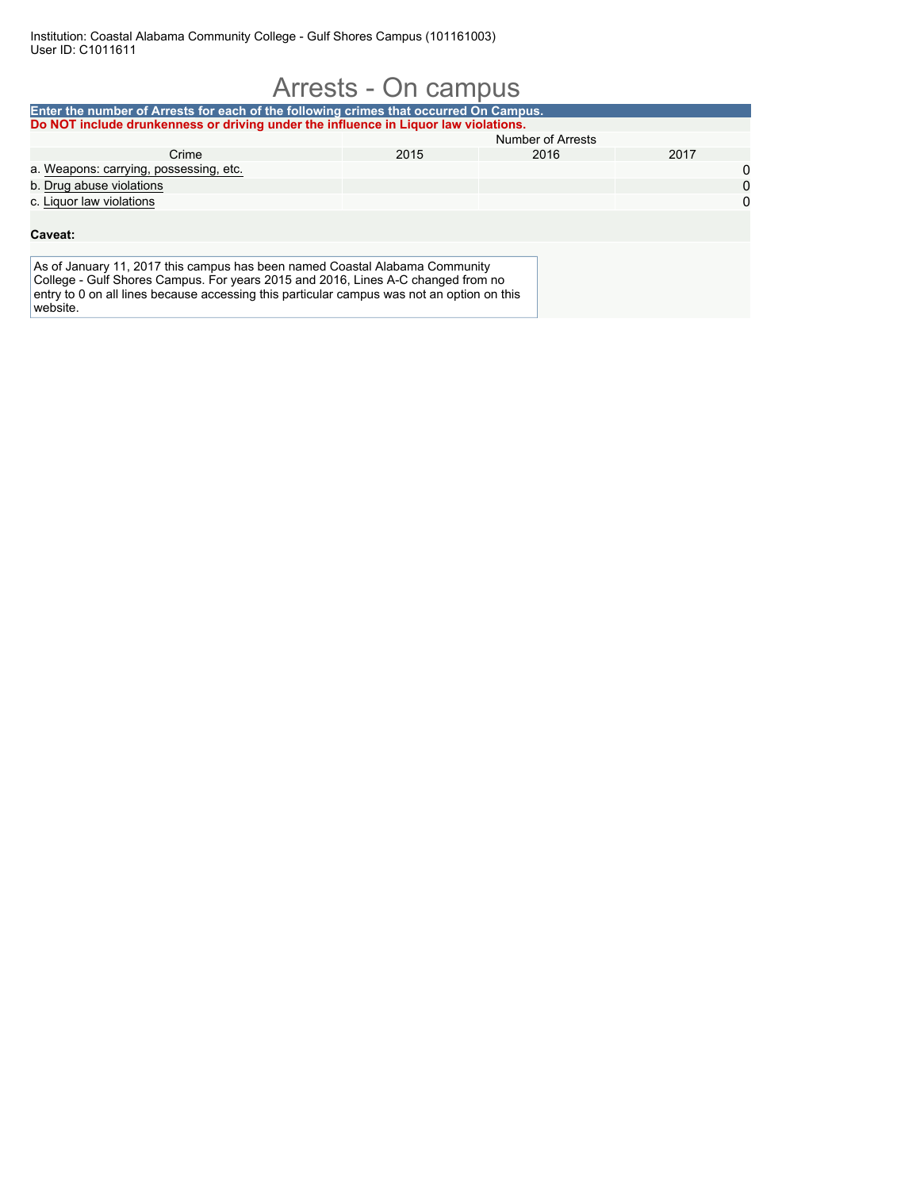Institution: Coastal Alabama Community College - Gulf Shores Campus (101161003)
User ID: C1011611

# Arrests - On campus

**Enter the number of Arrests for each of the following crimes that occurred On Campus.**

**Do NOT include drunkenness or driving under the influence in Liquor law violations.**

| Crime | Number of Arrests | | |
|---|---|---|---|
| | 2015 | 2016 | 2017 |
| a. Weapons: carrying, possessing, etc. | | | 0 |
| b. Drug abuse violations | | | 0 |
| c. Liquor law violations | | | 0 |

**Caveat:**

As of January 11, 2017 this campus has been named Coastal Alabama Community College - Gulf Shores Campus. For years 2015 and 2016, Lines A-C changed from no entry to 0 on all lines because accessing this particular campus was not an option on this website.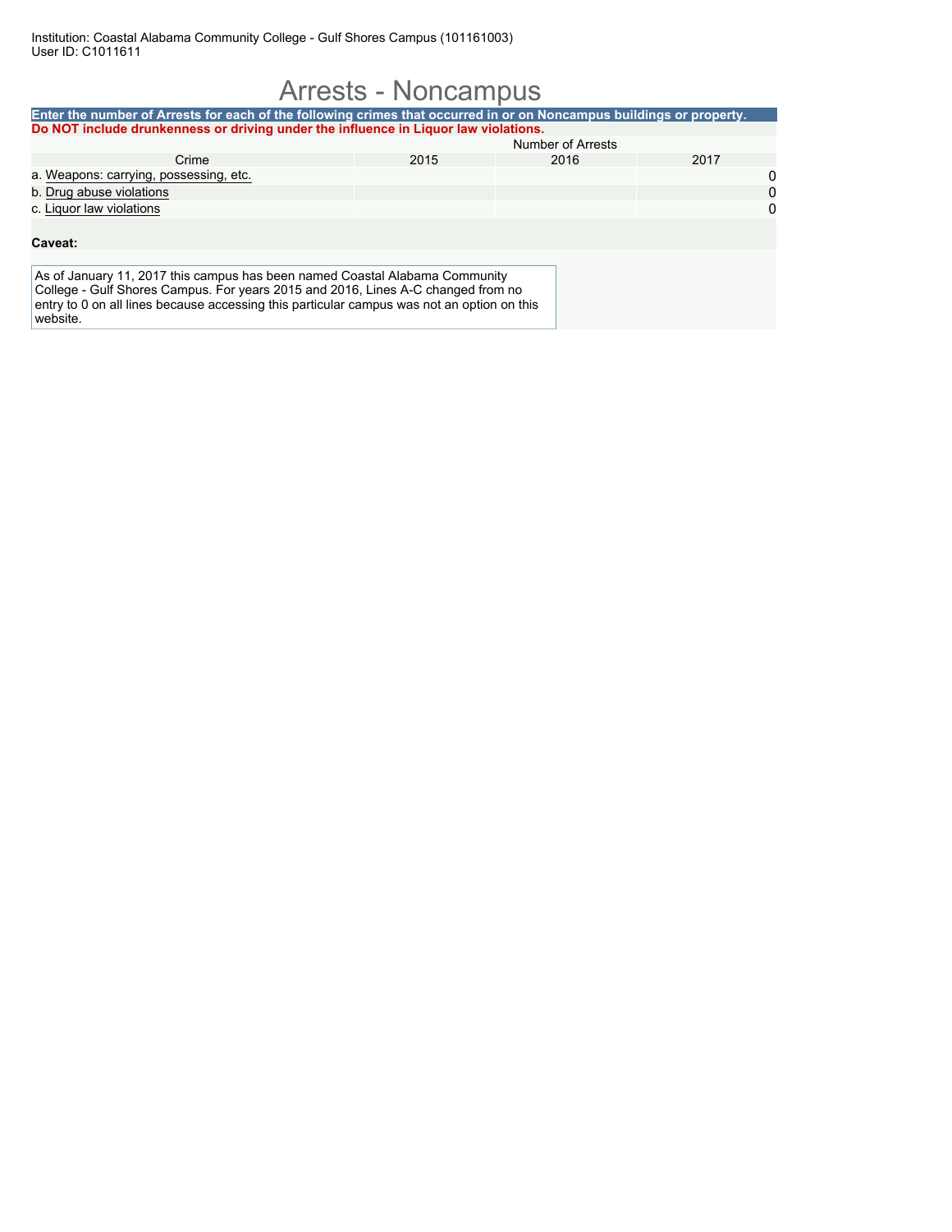Institution: Coastal Alabama Community College - Gulf Shores Campus (101161003)
User ID: C1011611

# Arrests - Noncampus

**Enter the number of Arrests for each of the following crimes that occurred in or on Noncampus buildings or property.**

**Do NOT include drunkenness or driving under the influence in Liquor law violations.**

| | Number of Arrests | | |
|---|---|---|---|
| Crime | 2015 | 2016 | 2017 |
| a. Weapons: carrying, possessing, etc. | | | 0 |
| b. Drug abuse violations | | | 0 |
| c. Liquor law violations | | | 0 |

**Caveat:**

As of January 11, 2017 this campus has been named Coastal Alabama Community College - Gulf Shores Campus. For years 2015 and 2016, Lines A-C changed from no entry to 0 on all lines because accessing this particular campus was not an option on this website.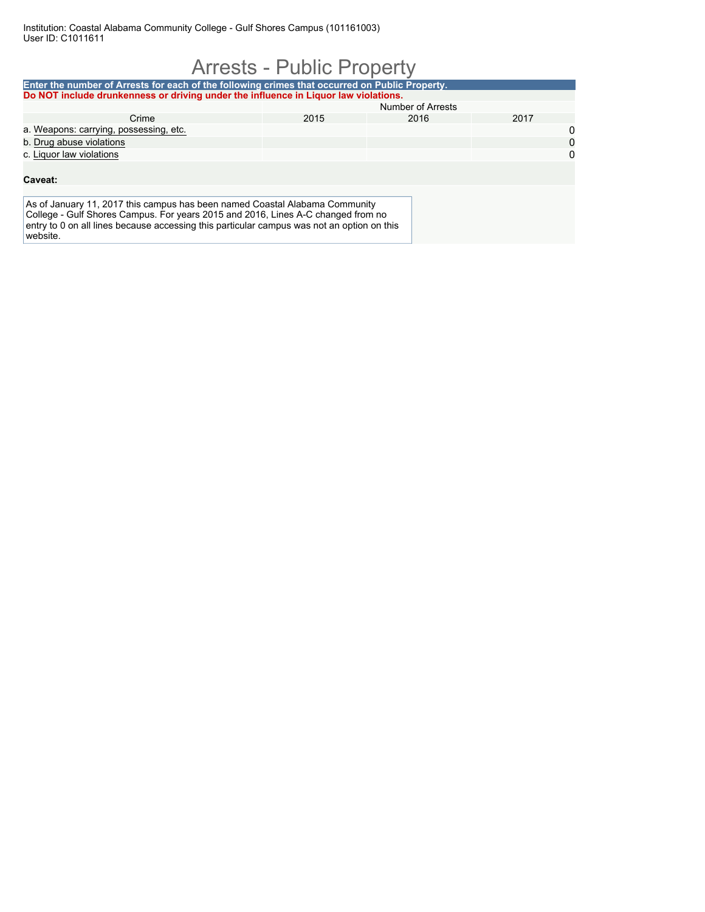Institution: Coastal Alabama Community College - Gulf Shores Campus (101161003)
User ID: C1011611

# Arrests - Public Property

**Enter the number of Arrests for each of the following crimes that occurred on Public Property.**

**Do NOT include drunkenness or driving under the influence in Liquor law violations.**

| | Number of Arrests | | |
|---|---|---|---|
| Crime | 2015 | 2016 | 2017 |
| a. Weapons: carrying, possessing, etc. | | | 0 |
| b. Drug abuse violations | | | 0 |
| c. Liquor law violations | | | 0 |

**Caveat:**

As of January 11, 2017 this campus has been named Coastal Alabama Community College - Gulf Shores Campus. For years 2015 and 2016, Lines A-C changed from no entry to 0 on all lines because accessing this particular campus was not an option on this website.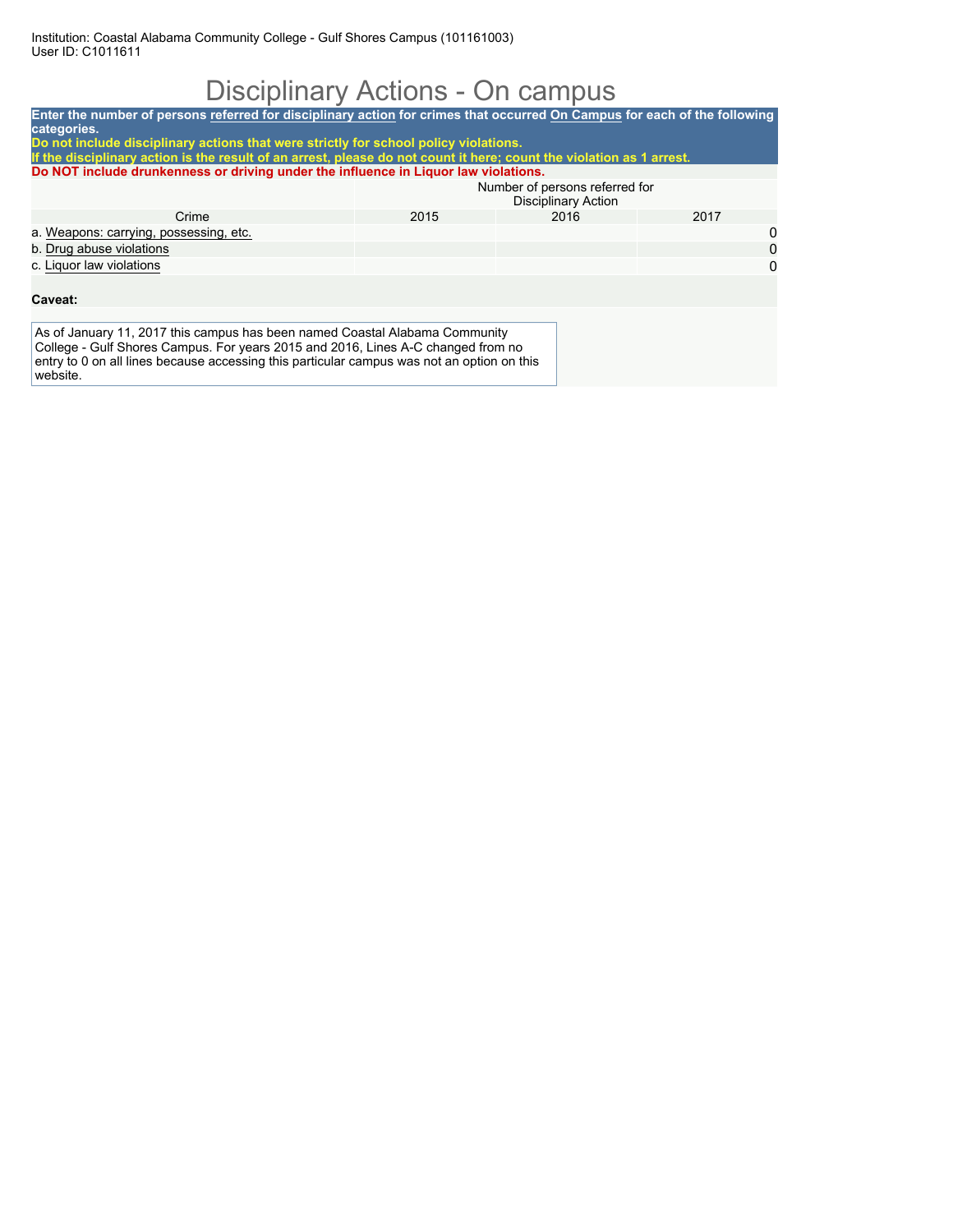Institution: Coastal Alabama Community College - Gulf Shores Campus (101161003)
User ID: C1011611

# Disciplinary Actions - On campus

**Enter the number of persons referred for disciplinary action for crimes that occurred On Campus for each of the following categories.**
**Do not include disciplinary actions that were strictly for school policy violations.**
**If the disciplinary action is the result of an arrest, please do not count it here; count the violation as 1 arrest.**
**Do NOT include drunkenness or driving under the influence in Liquor law violations.**

| | Number of persons referred for Disciplinary Action | | |
|---|---|---|---|
| Crime | 2015 | 2016 | 2017 |
| a. Weapons: carrying, possessing, etc. | | | 0 |
| b. Drug abuse violations | | | 0 |
| c. Liquor law violations | | | 0 |

**Caveat:**

As of January 11, 2017 this campus has been named Coastal Alabama Community College - Gulf Shores Campus. For years 2015 and 2016, Lines A-C changed from no entry to 0 on all lines because accessing this particular campus was not an option on this website.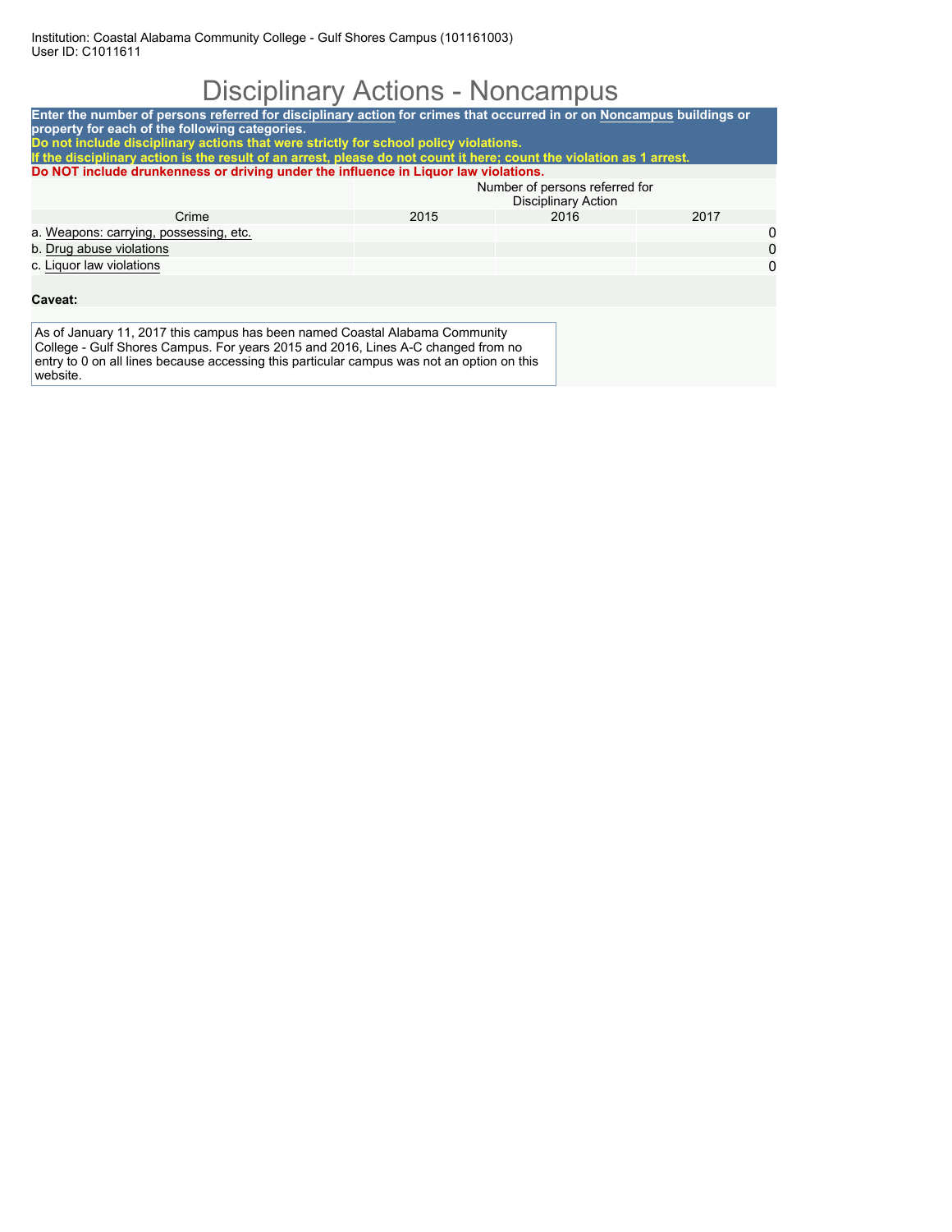Institution: Coastal Alabama Community College - Gulf Shores Campus (101161003)
User ID: C1011611

# Disciplinary Actions - Noncampus

**Enter the number of persons referred for disciplinary action for crimes that occurred in or on Noncampus buildings or property for each of the following categories.**
**Do not include disciplinary actions that were strictly for school policy violations.**
**If the disciplinary action is the result of an arrest, please do not count it here; count the violation as 1 arrest.**
**Do NOT include drunkenness or driving under the influence in Liquor law violations.**

| | Number of persons referred for Disciplinary Action | | |
|---|---|---|---|
| Crime | 2015 | 2016 | 2017 |
| a. Weapons: carrying, possessing, etc. | | | 0 |
| b. Drug abuse violations | | | 0 |
| c. Liquor law violations | | | 0 |

**Caveat:**

As of January 11, 2017 this campus has been named Coastal Alabama Community College - Gulf Shores Campus. For years 2015 and 2016, Lines A-C changed from no entry to 0 on all lines because accessing this particular campus was not an option on this website.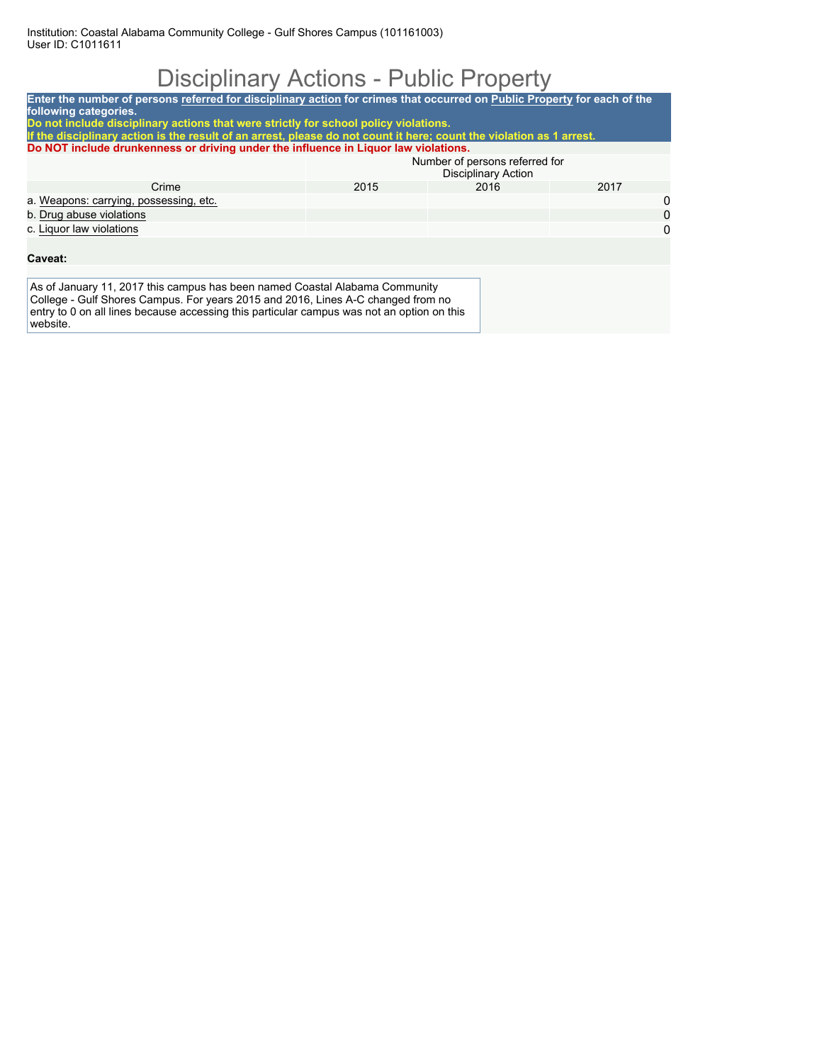Institution: Coastal Alabama Community College - Gulf Shores Campus (101161003)
User ID: C1011611

# Disciplinary Actions - Public Property

**Enter the number of persons referred for disciplinary action for crimes that occurred on Public Property for each of the following categories.**
**Do not include disciplinary actions that were strictly for school policy violations.**
**If the disciplinary action is the result of an arrest, please do not count it here; count the violation as 1 arrest.**
**Do NOT include drunkenness or driving under the influence in Liquor law violations.**

| | Number of persons referred for Disciplinary Action | | |
|---|---|---|---|
| Crime | 2015 | 2016 | 2017 |
| a. Weapons: carrying, possessing, etc. | | | 0 |
| b. Drug abuse violations | | | 0 |
| c. Liquor law violations | | | 0 |

**Caveat:**

As of January 11, 2017 this campus has been named Coastal Alabama Community College - Gulf Shores Campus. For years 2015 and 2016, Lines A-C changed from no entry to 0 on all lines because accessing this particular campus was not an option on this website.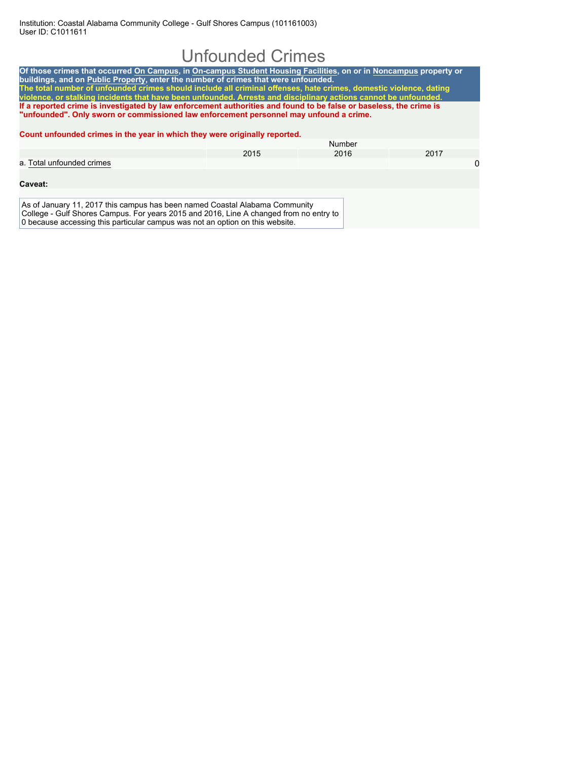Institution: Coastal Alabama Community College - Gulf Shores Campus (101161003)
User ID: C1011611

# Unfounded Crimes

**Of those crimes that occurred On Campus, in On-campus Student Housing Facilities, on or in Noncampus property or buildings, and on Public Property, enter the number of crimes that were unfounded.**
**The total number of unfounded crimes should include all criminal offenses, hate crimes, domestic violence, dating violence, or stalking incidents that have been unfounded. Arrests and disciplinary actions cannot be unfounded.**
**If a reported crime is investigated by law enforcement authorities and found to be false or baseless, the crime is "unfounded". Only sworn or commissioned law enforcement personnel may unfound a crime.**

**Count unfounded crimes in the year in which they were originally reported.**

| | Number | | |
|---|---|---|---|
| | 2015 | 2016 | 2017 |
| a. Total unfounded crimes | | | 0 |

**Caveat:**

As of January 11, 2017 this campus has been named Coastal Alabama Community College - Gulf Shores Campus. For years 2015 and 2016, Line A changed from no entry to 0 because accessing this particular campus was not an option on this website.